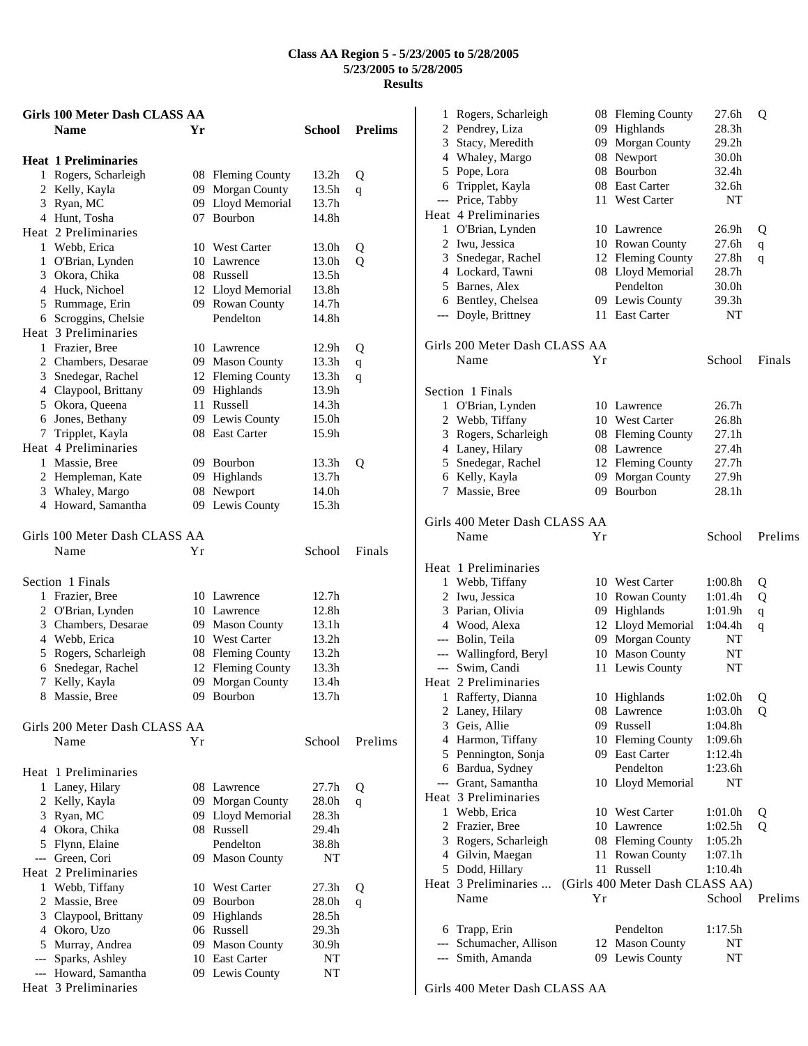# Class AA Region 5 - 5/23/2005 to 5/28/2005

**5/23/2005 to 5/28/2005**

**Results**

## Girls 100 Meter Dash CLASS AA

| | Name | Yr | School | Prelims | |
|---|---|---|---|---|---|
| **Heat 1 Preliminaries** | | | | | |
| 1 | Rogers, Scharleigh | 08 | Fleming County | 13.2h | Q |
| 2 | Kelly, Kayla | 09 | Morgan County | 13.5h | q |
| 3 | Ryan, MC | 09 | Lloyd Memorial | 13.7h | |
| 4 | Hunt, Tosha | 07 | Bourbon | 14.8h | |
| **Heat 2 Preliminaries** | | | | | |
| 1 | Webb, Erica | 10 | West Carter | 13.0h | Q |
| 1 | O'Brian, Lynden | 10 | Lawrence | 13.0h | Q |
| 3 | Okora, Chika | 08 | Russell | 13.5h | |
| 4 | Huck, Nichoel | 12 | Lloyd Memorial | 13.8h | |
| 5 | Rummage, Erin | 09 | Rowan County | 14.7h | |
| 6 | Scroggins, Chelsie | | Pendelton | 14.8h | |
| **Heat 3 Preliminaries** | | | | | |
| 1 | Frazier, Bree | 10 | Lawrence | 12.9h | Q |
| 2 | Chambers, Desarae | 09 | Mason County | 13.3h | q |
| 3 | Snedegar, Rachel | 12 | Fleming County | 13.3h | q |
| 4 | Claypool, Brittany | 09 | Highlands | 13.9h | |
| 5 | Okora, Queena | 11 | Russell | 14.3h | |
| 6 | Jones, Bethany | 09 | Lewis County | 15.0h | |
| 7 | Tripplet, Kayla | 08 | East Carter | 15.9h | |
| **Heat 4 Preliminaries** | | | | | |
| 1 | Massie, Bree | 09 | Bourbon | 13.3h | Q |
| 2 | Hempleman, Kate | 09 | Highlands | 13.7h | |
| 3 | Whaley, Margo | 08 | Newport | 14.0h | |
| 4 | Howard, Samantha | 09 | Lewis County | 15.3h | |

## Girls 100 Meter Dash CLASS AA

| | Name | Yr | School | Finals |
|---|---|---|---|---|
| **Section 1 Finals** | | | | |
| 1 | Frazier, Bree | 10 | Lawrence | 12.7h |
| 2 | O'Brian, Lynden | 10 | Lawrence | 12.8h |
| 3 | Chambers, Desarae | 09 | Mason County | 13.1h |
| 4 | Webb, Erica | 10 | West Carter | 13.2h |
| 5 | Rogers, Scharleigh | 08 | Fleming County | 13.2h |
| 6 | Snedegar, Rachel | 12 | Fleming County | 13.3h |
| 7 | Kelly, Kayla | 09 | Morgan County | 13.4h |
| 8 | Massie, Bree | 09 | Bourbon | 13.7h |

## Girls 200 Meter Dash CLASS AA

| | Name | Yr | School | Prelims | |
|---|---|---|---|---|---|
| **Heat 1 Preliminaries** | | | | | |
| 1 | Laney, Hilary | 08 | Lawrence | 27.7h | Q |
| 2 | Kelly, Kayla | 09 | Morgan County | 28.0h | q |
| 3 | Ryan, MC | 09 | Lloyd Memorial | 28.3h | |
| 4 | Okora, Chika | 08 | Russell | 29.4h | |
| 5 | Flynn, Elaine | | Pendelton | 38.8h | |
| --- | Green, Cori | 09 | Mason County | NT | |
| **Heat 2 Preliminaries** | | | | | |
| 1 | Webb, Tiffany | 10 | West Carter | 27.3h | Q |
| 2 | Massie, Bree | 09 | Bourbon | 28.0h | q |
| 3 | Claypool, Brittany | 09 | Highlands | 28.5h | |
| 4 | Okoro, Uzo | 06 | Russell | 29.3h | |
| 5 | Murray, Andrea | 09 | Mason County | 30.9h | |
| --- | Sparks, Ashley | 10 | East Carter | NT | |
| --- | Howard, Samantha | 09 | Lewis County | NT | |
| **Heat 3 Preliminaries** | | | | | |
| 1 | Rogers, Scharleigh | 08 | Fleming County | 27.6h | Q |
| 2 | Pendrey, Liza | 09 | Highlands | 28.3h | |
| 3 | Stacy, Meredith | 09 | Morgan County | 29.2h | |
| 4 | Whaley, Margo | 08 | Newport | 30.0h | |
| 5 | Pope, Lora | 08 | Bourbon | 32.4h | |
| 6 | Tripplet, Kayla | 08 | East Carter | 32.6h | |
| --- | Price, Tabby | 11 | West Carter | NT | |
| **Heat 4 Preliminaries** | | | | | |
| 1 | O'Brian, Lynden | 10 | Lawrence | 26.9h | Q |
| 2 | Iwu, Jessica | 10 | Rowan County | 27.6h | q |
| 3 | Snedegar, Rachel | 12 | Fleming County | 27.8h | q |
| 4 | Lockard, Tawni | 08 | Lloyd Memorial | 28.7h | |
| 5 | Barnes, Alex | | Pendelton | 30.0h | |
| 6 | Bentley, Chelsea | 09 | Lewis County | 39.3h | |
| --- | Doyle, Brittney | 11 | East Carter | NT | |

## Girls 200 Meter Dash CLASS AA

| | Name | Yr | School | Finals |
|---|---|---|---|---|
| **Section 1 Finals** | | | | |
| 1 | O'Brian, Lynden | 10 | Lawrence | 26.7h |
| 2 | Webb, Tiffany | 10 | West Carter | 26.8h |
| 3 | Rogers, Scharleigh | 08 | Fleming County | 27.1h |
| 4 | Laney, Hilary | 08 | Lawrence | 27.4h |
| 5 | Snedegar, Rachel | 12 | Fleming County | 27.7h |
| 6 | Kelly, Kayla | 09 | Morgan County | 27.9h |
| 7 | Massie, Bree | 09 | Bourbon | 28.1h |

## Girls 400 Meter Dash CLASS AA

| | Name | Yr | School | Prelims | |
|---|---|---|---|---|---|
| **Heat 1 Preliminaries** | | | | | |
| 1 | Webb, Tiffany | 10 | West Carter | 1:00.8h | Q |
| 2 | Iwu, Jessica | 10 | Rowan County | 1:01.4h | Q |
| 3 | Parian, Olivia | 09 | Highlands | 1:01.9h | q |
| 4 | Wood, Alexa | 12 | Lloyd Memorial | 1:04.4h | q |
| --- | Bolin, Teila | 09 | Morgan County | NT | |
| --- | Wallingford, Beryl | 10 | Mason County | NT | |
| --- | Swim, Candi | 11 | Lewis County | NT | |
| **Heat 2 Preliminaries** | | | | | |
| 1 | Rafferty, Dianna | 10 | Highlands | 1:02.0h | Q |
| 2 | Laney, Hilary | 08 | Lawrence | 1:03.0h | Q |
| 3 | Geis, Allie | 09 | Russell | 1:04.8h | |
| 4 | Harmon, Tiffany | 10 | Fleming County | 1:09.6h | |
| 5 | Pennington, Sonja | 09 | East Carter | 1:12.4h | |
| 6 | Bardua, Sydney | | Pendelton | 1:23.6h | |
| --- | Grant, Samantha | 10 | Lloyd Memorial | NT | |
| **Heat 3 Preliminaries** | | | | | |
| 1 | Webb, Erica | 10 | West Carter | 1:01.0h | Q |
| 2 | Frazier, Bree | 10 | Lawrence | 1:02.5h | Q |
| 3 | Rogers, Scharleigh | 08 | Fleming County | 1:05.2h | |
| 4 | Gilvin, Maegan | 11 | Rowan County | 1:07.1h | |
| 5 | Dodd, Hillary | 11 | Russell | 1:10.4h | |
| 6 | Trapp, Erin | | Pendelton | 1:17.5h | |
| --- | Schumacher, Allison | 12 | Mason County | NT | |
| --- | Smith, Amanda | 09 | Lewis County | NT | |

## Girls 400 Meter Dash CLASS AA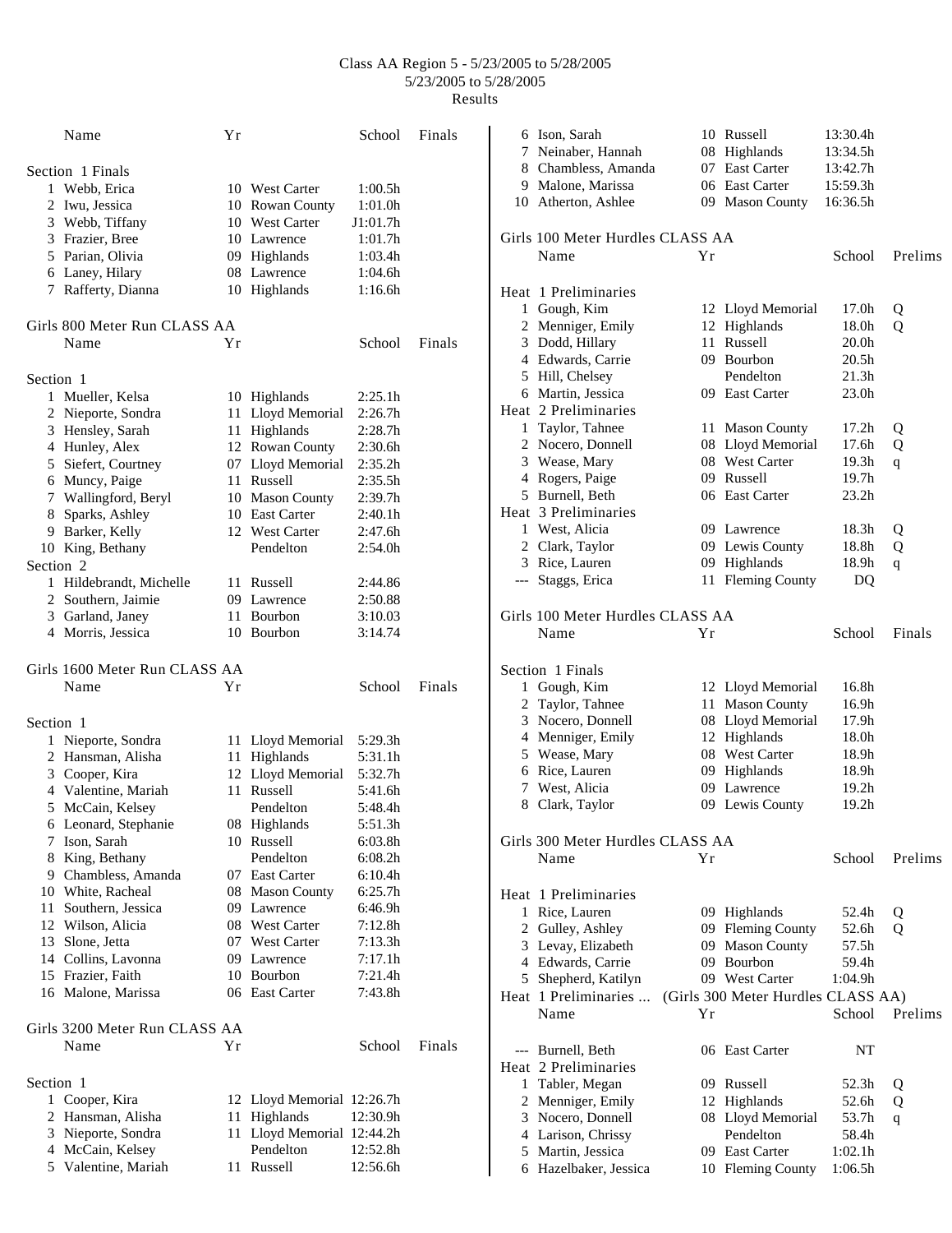# Class AA Region 5 - 5/23/2005 to 5/28/2005

5/23/2005 to 5/28/2005

Results

| | Name | Yr | School | Finals |
|---|---|---|---|---|
| **Section 1 Finals** | | | | |
| 1 | Webb, Erica | 10 | West Carter | 1:00.5h |
| 2 | Iwu, Jessica | 10 | Rowan County | 1:01.0h |
| 3 | Webb, Tiffany | 10 | West Carter | J1:01.7h |
| 3 | Frazier, Bree | 10 | Lawrence | 1:01.7h |
| 5 | Parian, Olivia | 09 | Highlands | 1:03.4h |
| 6 | Laney, Hilary | 08 | Lawrence | 1:04.6h |
| 7 | Rafferty, Dianna | 10 | Highlands | 1:16.6h |

## Girls 800 Meter Run CLASS AA

| | Name | Yr | School | Finals |
|---|---|---|---|---|
| **Section 1** | | | | |
| 1 | Mueller, Kelsa | 10 | Highlands | 2:25.1h |
| 2 | Nieporte, Sondra | 11 | Lloyd Memorial | 2:26.7h |
| 3 | Hensley, Sarah | 11 | Highlands | 2:28.7h |
| 4 | Hunley, Alex | 12 | Rowan County | 2:30.6h |
| 5 | Siefert, Courtney | 07 | Lloyd Memorial | 2:35.2h |
| 6 | Muncy, Paige | 11 | Russell | 2:35.5h |
| 7 | Wallingford, Beryl | 10 | Mason County | 2:39.7h |
| 8 | Sparks, Ashley | 10 | East Carter | 2:40.1h |
| 9 | Barker, Kelly | 12 | West Carter | 2:47.6h |
| 10 | King, Bethany | | Pendelton | 2:54.0h |
| **Section 2** | | | | |
| 1 | Hildebrandt, Michelle | 11 | Russell | 2:44.86 |
| 2 | Southern, Jaimie | 09 | Lawrence | 2:50.88 |
| 3 | Garland, Janey | 11 | Bourbon | 3:10.03 |
| 4 | Morris, Jessica | 10 | Bourbon | 3:14.74 |

## Girls 1600 Meter Run CLASS AA

| | Name | Yr | School | Finals |
|---|---|---|---|---|
| **Section 1** | | | | |
| 1 | Nieporte, Sondra | 11 | Lloyd Memorial | 5:29.3h |
| 2 | Hansman, Alisha | 11 | Highlands | 5:31.1h |
| 3 | Cooper, Kira | 12 | Lloyd Memorial | 5:32.7h |
| 4 | Valentine, Mariah | 11 | Russell | 5:41.6h |
| 5 | McCain, Kelsey | | Pendelton | 5:48.4h |
| 6 | Leonard, Stephanie | 08 | Highlands | 5:51.3h |
| 7 | Ison, Sarah | 10 | Russell | 6:03.8h |
| 8 | King, Bethany | | Pendelton | 6:08.2h |
| 9 | Chambless, Amanda | 07 | East Carter | 6:10.4h |
| 10 | White, Racheal | 08 | Mason County | 6:25.7h |
| 11 | Southern, Jessica | 09 | Lawrence | 6:46.9h |
| 12 | Wilson, Alicia | 08 | West Carter | 7:12.8h |
| 13 | Slone, Jetta | 07 | West Carter | 7:13.3h |
| 14 | Collins, Lavonna | 09 | Lawrence | 7:17.1h |
| 15 | Frazier, Faith | 10 | Bourbon | 7:21.4h |
| 16 | Malone, Marissa | 06 | East Carter | 7:43.8h |

## Girls 3200 Meter Run CLASS AA

| | Name | Yr | School | Finals |
|---|---|---|---|---|
| **Section 1** | | | | |
| 1 | Cooper, Kira | 12 | Lloyd Memorial | 12:26.7h |
| 2 | Hansman, Alisha | 11 | Highlands | 12:30.9h |
| 3 | Nieporte, Sondra | 11 | Lloyd Memorial | 12:44.2h |
| 4 | McCain, Kelsey | | Pendelton | 12:52.8h |
| 5 | Valentine, Mariah | 11 | Russell | 12:56.6h |
| 6 | Ison, Sarah | 10 | Russell | 13:30.4h |
| 7 | Neinaber, Hannah | 08 | Highlands | 13:34.5h |
| 8 | Chambless, Amanda | 07 | East Carter | 13:42.7h |
| 9 | Malone, Marissa | 06 | East Carter | 15:59.3h |
| 10 | Atherton, Ashlee | 09 | Mason County | 16:36.5h |

## Girls 100 Meter Hurdles CLASS AA

| | Name | Yr | School | Prelims | |
|---|---|---|---|---|---|
| **Heat 1 Preliminaries** | | | | | |
| 1 | Gough, Kim | 12 | Lloyd Memorial | 17.0h | Q |
| 2 | Menniger, Emily | 12 | Highlands | 18.0h | Q |
| 3 | Dodd, Hillary | 11 | Russell | 20.0h | |
| 4 | Edwards, Carrie | 09 | Bourbon | 20.5h | |
| 5 | Hill, Chelsey | | Pendelton | 21.3h | |
| 6 | Martin, Jessica | 09 | East Carter | 23.0h | |
| **Heat 2 Preliminaries** | | | | | |
| 1 | Taylor, Tahnee | 11 | Mason County | 17.2h | Q |
| 2 | Nocero, Donnell | 08 | Lloyd Memorial | 17.6h | Q |
| 3 | Wease, Mary | 08 | West Carter | 19.3h | q |
| 4 | Rogers, Paige | 09 | Russell | 19.7h | |
| 5 | Burnell, Beth | 06 | East Carter | 23.2h | |
| **Heat 3 Preliminaries** | | | | | |
| 1 | West, Alicia | 09 | Lawrence | 18.3h | Q |
| 2 | Clark, Taylor | 09 | Lewis County | 18.8h | Q |
| 3 | Rice, Lauren | 09 | Highlands | 18.9h | q |
| --- | Staggs, Erica | 11 | Fleming County | DQ | |

## Girls 100 Meter Hurdles CLASS AA

| | Name | Yr | School | Finals |
|---|---|---|---|---|
| **Section 1 Finals** | | | | |
| 1 | Gough, Kim | 12 | Lloyd Memorial | 16.8h |
| 2 | Taylor, Tahnee | 11 | Mason County | 16.9h |
| 3 | Nocero, Donnell | 08 | Lloyd Memorial | 17.9h |
| 4 | Menniger, Emily | 12 | Highlands | 18.0h |
| 5 | Wease, Mary | 08 | West Carter | 18.9h |
| 6 | Rice, Lauren | 09 | Highlands | 18.9h |
| 7 | West, Alicia | 09 | Lawrence | 19.2h |
| 8 | Clark, Taylor | 09 | Lewis County | 19.2h |

## Girls 300 Meter Hurdles CLASS AA

| | Name | Yr | School | Prelims | |
|---|---|---|---|---|---|
| **Heat 1 Preliminaries** | | | | | |
| 1 | Rice, Lauren | 09 | Highlands | 52.4h | Q |
| 2 | Gulley, Ashley | 09 | Fleming County | 52.6h | Q |
| 3 | Levay, Elizabeth | 09 | Mason County | 57.5h | |
| 4 | Edwards, Carrie | 09 | Bourbon | 59.4h | |
| 5 | Shepherd, Katilyn | 09 | West Carter | 1:04.9h | |
| **Heat 1 Preliminaries ... (Girls 300 Meter Hurdles CLASS AA)** | | | | | |
| --- | Burnell, Beth | 06 | East Carter | NT | |
| **Heat 2 Preliminaries** | | | | | |
| 1 | Tabler, Megan | 09 | Russell | 52.3h | Q |
| 2 | Menniger, Emily | 12 | Highlands | 52.6h | Q |
| 3 | Nocero, Donnell | 08 | Lloyd Memorial | 53.7h | q |
| 4 | Larison, Chrissy | | Pendelton | 58.4h | |
| 5 | Martin, Jessica | 09 | East Carter | 1:02.1h | |
| 6 | Hazelbaker, Jessica | 10 | Fleming County | 1:06.5h | |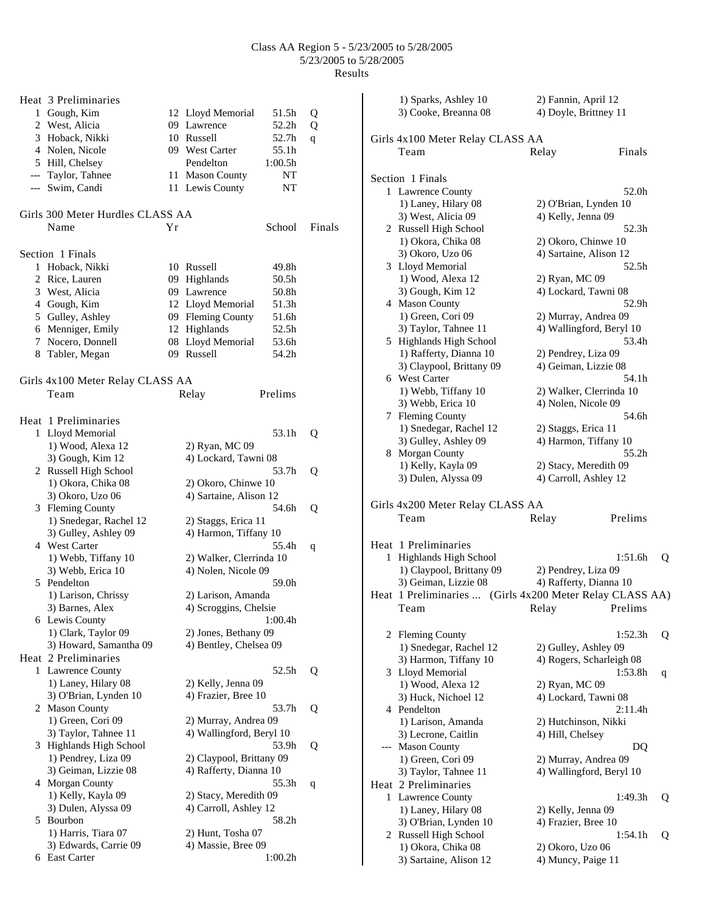# Class AA Region 5 - 5/23/2005 to 5/28/2005
5/23/2005 to 5/28/2005
Results

### Heat 3 Preliminaries

| | Name | Yr | School | Prelims | |
|---|---|---|---|---|---|
| 1 | Gough, Kim | 12 | Lloyd Memorial | 51.5h | Q |
| 2 | West, Alicia | 09 | Lawrence | 52.2h | Q |
| 3 | Hoback, Nikki | 10 | Russell | 52.7h | q |
| 4 | Nolen, Nicole | 09 | West Carter | 55.1h | |
| 5 | Hill, Chelsey | | Pendelton | 1:00.5h | |
| --- | Taylor, Tahnee | 11 | Mason County | NT | |
| --- | Swim, Candi | 11 | Lewis County | NT | |

## Girls 300 Meter Hurdles CLASS AA

### Section 1 Finals

| | Name | Yr | School | Finals |
|---|---|---|---|---|
| 1 | Hoback, Nikki | 10 | Russell | 49.8h |
| 2 | Rice, Lauren | 09 | Highlands | 50.5h |
| 3 | West, Alicia | 09 | Lawrence | 50.8h |
| 4 | Gough, Kim | 12 | Lloyd Memorial | 51.3h |
| 5 | Gulley, Ashley | 09 | Fleming County | 51.6h |
| 6 | Menniger, Emily | 12 | Highlands | 52.5h |
| 7 | Nocero, Donnell | 08 | Lloyd Memorial | 53.6h |
| 8 | Tabler, Megan | 09 | Russell | 54.2h |

## Girls 4x100 Meter Relay CLASS AA

Team — Relay — Prelims

### Heat 1 Preliminaries

1. Lloyd Memorial — 53.1h Q
   1) Wood, Alexa 12, 2) Ryan, MC 09, 3) Gough, Kim 12, 4) Lockard, Tawni 08
2. Russell High School — 53.7h Q
   1) Okora, Chika 08, 2) Okoro, Chinwe 10, 3) Okoro, Uzo 06, 4) Sartaine, Alison 12
3. Fleming County — 54.6h Q
   1) Snedegar, Rachel 12, 2) Staggs, Erica 11, 3) Gulley, Ashley 09, 4) Harmon, Tiffany 10
4. West Carter — 55.4h q
   1) Webb, Tiffany 10, 2) Walker, Clerrinda 10, 3) Webb, Erica 10, 4) Nolen, Nicole 09
5. Pendelton — 59.0h
   1) Larison, Chrissy, 2) Larison, Amanda, 3) Barnes, Alex, 4) Scroggins, Chelsie
6. Lewis County — 1:00.4h
   1) Clark, Taylor 09, 2) Jones, Bethany 09, 3) Howard, Samantha 09, 4) Bentley, Chelsea 09

### Heat 2 Preliminaries

1. Lawrence County — 52.5h Q
   1) Laney, Hilary 08, 2) Kelly, Jenna 09, 3) O'Brian, Lynden 10, 4) Frazier, Bree 10
2. Mason County — 53.7h Q
   1) Green, Cori 09, 2) Murray, Andrea 09, 3) Taylor, Tahnee 11, 4) Wallingford, Beryl 10
3. Highlands High School — 53.9h Q
   1) Pendrey, Liza 09, 2) Claypool, Brittany 09, 3) Geiman, Lizzie 08, 4) Rafferty, Dianna 10
4. Morgan County — 55.3h q
   1) Kelly, Kayla 09, 2) Stacy, Meredith 09, 3) Dulen, Alyssa 09, 4) Carroll, Ashley 12
5. Bourbon — 58.2h
   1) Harris, Tiara 07, 2) Hunt, Tosha 07, 3) Edwards, Carrie 09, 4) Massie, Bree 09
6. East Carter — 1:00.2h
   1) Sparks, Ashley 10, 2) Fannin, April 12, 3) Cooke, Breanna 08, 4) Doyle, Brittney 11

## Girls 4x100 Meter Relay CLASS AA

Team — Relay — Finals

### Section 1 Finals

1. Lawrence County — 52.0h
   1) Laney, Hilary 08, 2) O'Brian, Lynden 10, 3) West, Alicia 09, 4) Kelly, Jenna 09
2. Russell High School — 52.3h
   1) Okora, Chika 08, 2) Okoro, Chinwe 10, 3) Okoro, Uzo 06, 4) Sartaine, Alison 12
3. Lloyd Memorial — 52.5h
   1) Wood, Alexa 12, 2) Ryan, MC 09, 3) Gough, Kim 12, 4) Lockard, Tawni 08
4. Mason County — 52.9h
   1) Green, Cori 09, 2) Murray, Andrea 09, 3) Taylor, Tahnee 11, 4) Wallingford, Beryl 10
5. Highlands High School — 53.4h
   1) Rafferty, Dianna 10, 2) Pendrey, Liza 09, 3) Claypool, Brittany 09, 4) Geiman, Lizzie 08
6. West Carter — 54.1h
   1) Webb, Tiffany 10, 2) Walker, Clerrinda 10, 3) Webb, Erica 10, 4) Nolen, Nicole 09
7. Fleming County — 54.6h
   1) Snedegar, Rachel 12, 2) Staggs, Erica 11, 3) Gulley, Ashley 09, 4) Harmon, Tiffany 10
8. Morgan County — 55.2h
   1) Kelly, Kayla 09, 2) Stacy, Meredith 09, 3) Dulen, Alyssa 09, 4) Carroll, Ashley 12

## Girls 4x200 Meter Relay CLASS AA

Team — Relay — Prelims

### Heat 1 Preliminaries

1. Highlands High School — 1:51.6h Q
   1) Claypool, Brittany 09, 2) Pendrey, Liza 09, 3) Geiman, Lizzie 08, 4) Rafferty, Dianna 10

Heat 1 Preliminaries ... (Girls 4x200 Meter Relay CLASS AA)

2. Fleming County — 1:52.3h Q
   1) Snedegar, Rachel 12, 2) Gulley, Ashley 09, 3) Harmon, Tiffany 10, 4) Rogers, Scharleigh 08
3. Lloyd Memorial — 1:53.8h q
   1) Wood, Alexa 12, 2) Ryan, MC 09, 3) Huck, Nichoel 12, 4) Lockard, Tawni 08
4. Pendelton — 2:11.4h
   1) Larison, Amanda, 2) Hutchinson, Nikki, 3) Lecrone, Caitlin, 4) Hill, Chelsey

--- Mason County — DQ
   1) Green, Cori 09, 2) Murray, Andrea 09, 3) Taylor, Tahnee 11, 4) Wallingford, Beryl 10

### Heat 2 Preliminaries

1. Lawrence County — 1:49.3h Q
   1) Laney, Hilary 08, 2) Kelly, Jenna 09, 3) O'Brian, Lynden 10, 4) Frazier, Bree 10
2. Russell High School — 1:54.1h Q
   1) Okora, Chika 08, 2) Okoro, Uzo 06, 3) Sartaine, Alison 12, 4) Muncy, Paige 11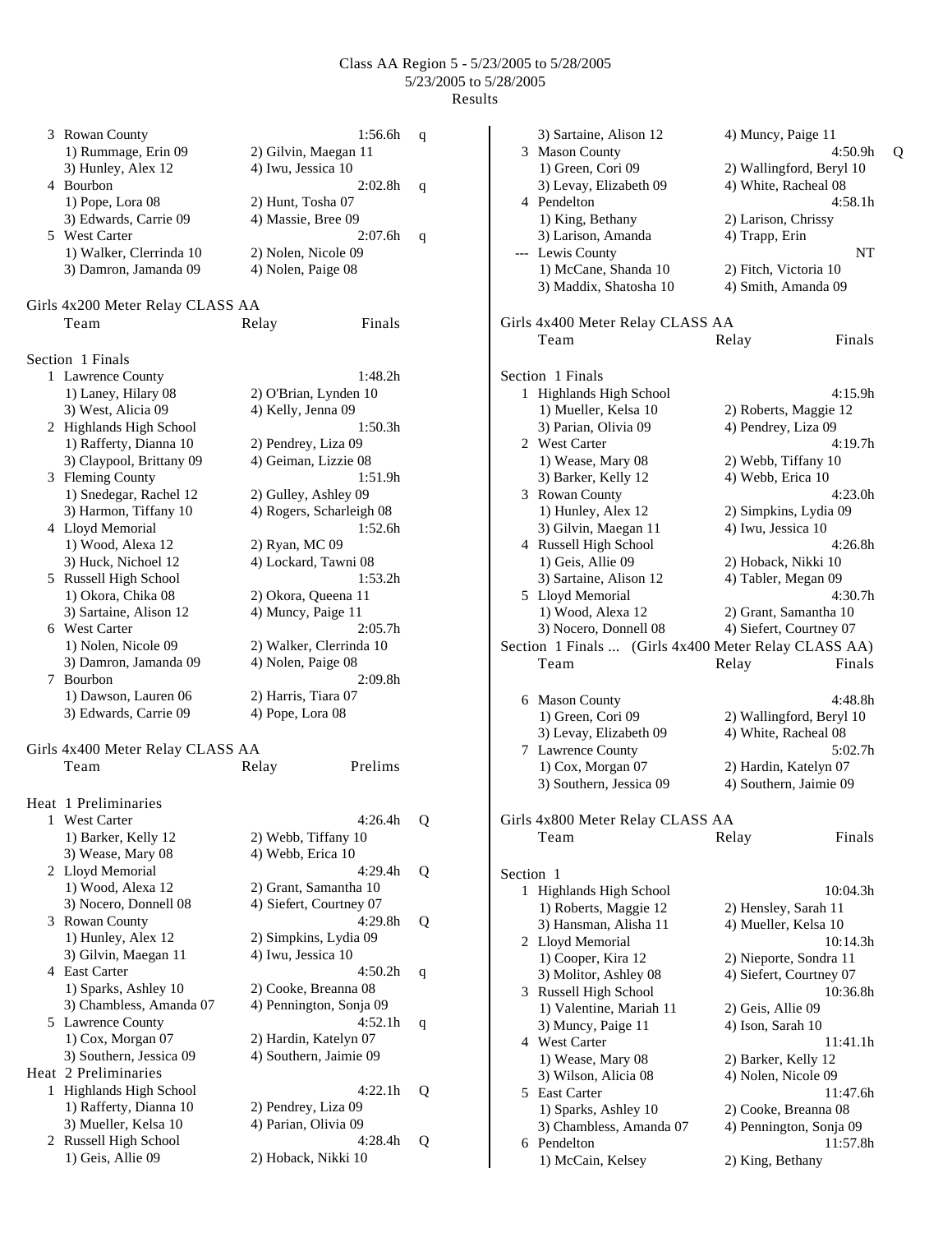# Class AA Region 5 - 5/23/2005 to 5/28/2005

5/23/2005 to 5/28/2005

Results

| | Team | Relay | Time | |
|---|---|---|---|---|
| 3 | Rowan County | | 1:56.6h | q |
| | 1) Rummage, Erin 09 | 2) Gilvin, Maegan 11 | | |
| | 3) Hunley, Alex 12 | 4) Iwu, Jessica 10 | | |
| 4 | Bourbon | | 2:02.8h | q |
| | 1) Pope, Lora 08 | 2) Hunt, Tosha 07 | | |
| | 3) Edwards, Carrie 09 | 4) Massie, Bree 09 | | |
| 5 | West Carter | | 2:07.6h | q |
| | 1) Walker, Clerrinda 10 | 2) Nolen, Nicole 09 | | |
| | 3) Damron, Jamanda 09 | 4) Nolen, Paige 08 | | |

## Girls 4x200 Meter Relay CLASS AA

Section 1 Finals

| | Team | Relay | Finals |
|---|---|---|---|
| 1 | Lawrence County | | 1:48.2h |
| | 1) Laney, Hilary 08 | 2) O'Brian, Lynden 10 | |
| | 3) West, Alicia 09 | 4) Kelly, Jenna 09 | |
| 2 | Highlands High School | | 1:50.3h |
| | 1) Rafferty, Dianna 10 | 2) Pendrey, Liza 09 | |
| | 3) Claypool, Brittany 09 | 4) Geiman, Lizzie 08 | |
| 3 | Fleming County | | 1:51.9h |
| | 1) Snedegar, Rachel 12 | 2) Gulley, Ashley 09 | |
| | 3) Harmon, Tiffany 10 | 4) Rogers, Scharleigh 08 | |
| 4 | Lloyd Memorial | | 1:52.6h |
| | 1) Wood, Alexa 12 | 2) Ryan, MC 09 | |
| | 3) Huck, Nichoel 12 | 4) Lockard, Tawni 08 | |
| 5 | Russell High School | | 1:53.2h |
| | 1) Okora, Chika 08 | 2) Okora, Queena 11 | |
| | 3) Sartaine, Alison 12 | 4) Muncy, Paige 11 | |
| 6 | West Carter | | 2:05.7h |
| | 1) Nolen, Nicole 09 | 2) Walker, Clerrinda 10 | |
| | 3) Damron, Jamanda 09 | 4) Nolen, Paige 08 | |
| 7 | Bourbon | | 2:09.8h |
| | 1) Dawson, Lauren 06 | 2) Harris, Tiara 07 | |
| | 3) Edwards, Carrie 09 | 4) Pope, Lora 08 | |

## Girls 4x400 Meter Relay CLASS AA

Heat 1 Preliminaries

| | Team | Relay | Prelims | |
|---|---|---|---|---|
| 1 | West Carter | | 4:26.4h | Q |
| | 1) Barker, Kelly 12 | 2) Webb, Tiffany 10 | | |
| | 3) Wease, Mary 08 | 4) Webb, Erica 10 | | |
| 2 | Lloyd Memorial | | 4:29.4h | Q |
| | 1) Wood, Alexa 12 | 2) Grant, Samantha 10 | | |
| | 3) Nocero, Donnell 08 | 4) Siefert, Courtney 07 | | |
| 3 | Rowan County | | 4:29.8h | Q |
| | 1) Hunley, Alex 12 | 2) Simpkins, Lydia 09 | | |
| | 3) Gilvin, Maegan 11 | 4) Iwu, Jessica 10 | | |
| 4 | East Carter | | 4:50.2h | q |
| | 1) Sparks, Ashley 10 | 2) Cooke, Breanna 08 | | |
| | 3) Chambless, Amanda 07 | 4) Pennington, Sonja 09 | | |
| 5 | Lawrence County | | 4:52.1h | q |
| | 1) Cox, Morgan 07 | 2) Hardin, Katelyn 07 | | |
| | 3) Southern, Jessica 09 | 4) Southern, Jaimie 09 | | |

Heat 2 Preliminaries

| | Team | Relay | Prelims | |
|---|---|---|---|---|
| 1 | Highlands High School | | 4:22.1h | Q |
| | 1) Rafferty, Dianna 10 | 2) Pendrey, Liza 09 | | |
| | 3) Mueller, Kelsa 10 | 4) Parian, Olivia 09 | | |
| 2 | Russell High School | | 4:28.4h | Q |
| | 1) Geis, Allie 09 | 2) Hoback, Nikki 10 | | |
| | 3) Sartaine, Alison 12 | 4) Muncy, Paige 11 | | |
| 3 | Mason County | | 4:50.9h | Q |
| | 1) Green, Cori 09 | 2) Wallingford, Beryl 10 | | |
| | 3) Levay, Elizabeth 09 | 4) White, Racheal 08 | | |
| 4 | Pendelton | | 4:58.1h | |
| | 1) King, Bethany | 2) Larison, Chrissy | | |
| | 3) Larison, Amanda | 4) Trapp, Erin | | |
| --- | Lewis County | | NT | |
| | 1) McCane, Shanda 10 | 2) Fitch, Victoria 10 | | |
| | 3) Maddix, Shatosha 10 | 4) Smith, Amanda 09 | | |

## Girls 4x400 Meter Relay CLASS AA

Section 1 Finals

| | Team | Relay | Finals |
|---|---|---|---|
| 1 | Highlands High School | | 4:15.9h |
| | 1) Mueller, Kelsa 10 | 2) Roberts, Maggie 12 | |
| | 3) Parian, Olivia 09 | 4) Pendrey, Liza 09 | |
| 2 | West Carter | | 4:19.7h |
| | 1) Wease, Mary 08 | 2) Webb, Tiffany 10 | |
| | 3) Barker, Kelly 12 | 4) Webb, Erica 10 | |
| 3 | Rowan County | | 4:23.0h |
| | 1) Hunley, Alex 12 | 2) Simpkins, Lydia 09 | |
| | 3) Gilvin, Maegan 11 | 4) Iwu, Jessica 10 | |
| 4 | Russell High School | | 4:26.8h |
| | 1) Geis, Allie 09 | 2) Hoback, Nikki 10 | |
| | 3) Sartaine, Alison 12 | 4) Tabler, Megan 09 | |
| 5 | Lloyd Memorial | | 4:30.7h |
| | 1) Wood, Alexa 12 | 2) Grant, Samantha 10 | |
| | 3) Nocero, Donnell 08 | 4) Siefert, Courtney 07 | |

Section 1 Finals ... (Girls 4x400 Meter Relay CLASS AA)

| | Team | Relay | Finals |
|---|---|---|---|
| 6 | Mason County | | 4:48.8h |
| | 1) Green, Cori 09 | 2) Wallingford, Beryl 10 | |
| | 3) Levay, Elizabeth 09 | 4) White, Racheal 08 | |
| 7 | Lawrence County | | 5:02.7h |
| | 1) Cox, Morgan 07 | 2) Hardin, Katelyn 07 | |
| | 3) Southern, Jessica 09 | 4) Southern, Jaimie 09 | |

## Girls 4x800 Meter Relay CLASS AA

Section 1

| | Team | Relay | Finals |
|---|---|---|---|
| 1 | Highlands High School | | 10:04.3h |
| | 1) Roberts, Maggie 12 | 2) Hensley, Sarah 11 | |
| | 3) Hansman, Alisha 11 | 4) Mueller, Kelsa 10 | |
| 2 | Lloyd Memorial | | 10:14.3h |
| | 1) Cooper, Kira 12 | 2) Nieporte, Sondra 11 | |
| | 3) Molitor, Ashley 08 | 4) Siefert, Courtney 07 | |
| 3 | Russell High School | | 10:36.8h |
| | 1) Valentine, Mariah 11 | 2) Geis, Allie 09 | |
| | 3) Muncy, Paige 11 | 4) Ison, Sarah 10 | |
| 4 | West Carter | | 11:41.1h |
| | 1) Wease, Mary 08 | 2) Barker, Kelly 12 | |
| | 3) Wilson, Alicia 08 | 4) Nolen, Nicole 09 | |
| 5 | East Carter | | 11:47.6h |
| | 1) Sparks, Ashley 10 | 2) Cooke, Breanna 08 | |
| | 3) Chambless, Amanda 07 | 4) Pennington, Sonja 09 | |
| 6 | Pendelton | | 11:57.8h |
| | 1) McCain, Kelsey | 2) King, Bethany | |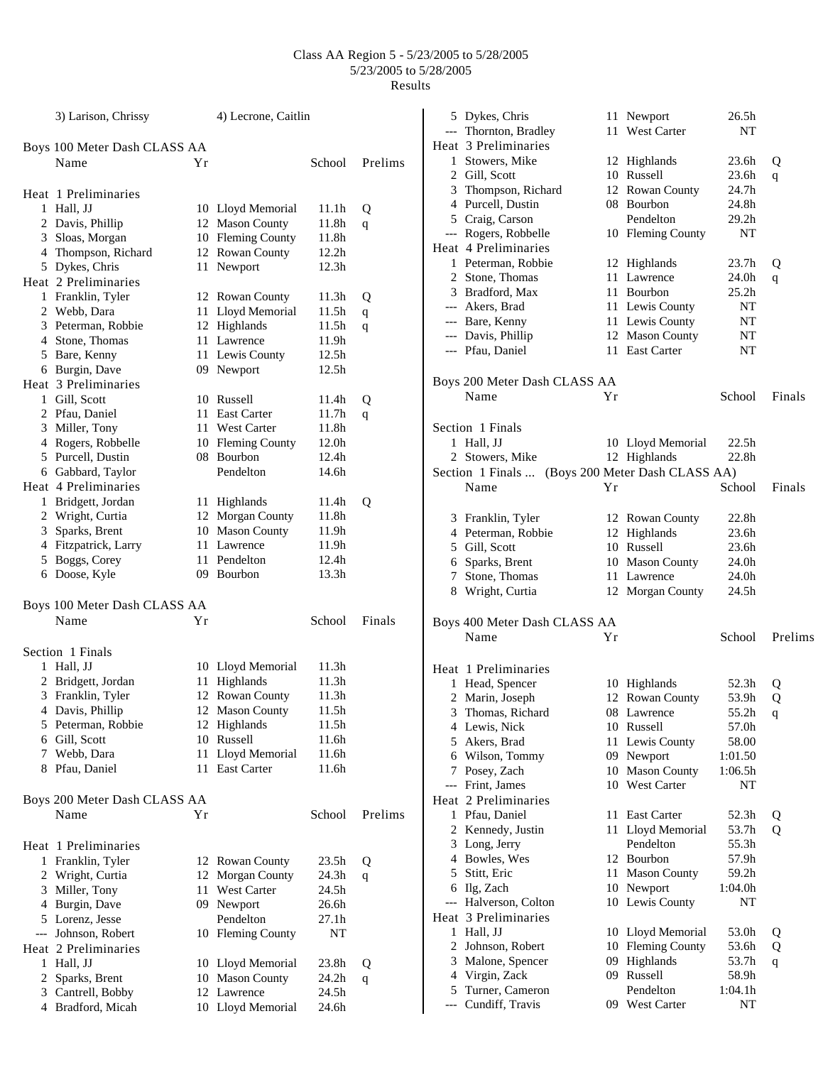# Class AA Region 5 - 5/23/2005 to 5/28/2005

5/23/2005 to 5/28/2005

Results

3) Larison, Chrissy    4) Lecrone, Caitlin

## Boys 100 Meter Dash CLASS AA

| | Name | Yr | School | Prelims | |
|---|---|---|---|---|---|
| **Heat 1 Preliminaries** | | | | | |
| 1 | Hall, JJ | 10 | Lloyd Memorial | 11.1h | Q |
| 2 | Davis, Phillip | 12 | Mason County | 11.8h | q |
| 3 | Sloas, Morgan | 10 | Fleming County | 11.8h | |
| 4 | Thompson, Richard | 12 | Rowan County | 12.2h | |
| 5 | Dykes, Chris | 11 | Newport | 12.3h | |
| **Heat 2 Preliminaries** | | | | | |
| 1 | Franklin, Tyler | 12 | Rowan County | 11.3h | Q |
| 2 | Webb, Dara | 11 | Lloyd Memorial | 11.5h | q |
| 3 | Peterman, Robbie | 12 | Highlands | 11.5h | q |
| 4 | Stone, Thomas | 11 | Lawrence | 11.9h | |
| 5 | Bare, Kenny | 11 | Lewis County | 12.5h | |
| 6 | Burgin, Dave | 09 | Newport | 12.5h | |
| **Heat 3 Preliminaries** | | | | | |
| 1 | Gill, Scott | 10 | Russell | 11.4h | Q |
| 2 | Pfau, Daniel | 11 | East Carter | 11.7h | q |
| 3 | Miller, Tony | 11 | West Carter | 11.8h | |
| 4 | Rogers, Robbelle | 10 | Fleming County | 12.0h | |
| 5 | Purcell, Dustin | 08 | Bourbon | 12.4h | |
| 6 | Gabbard, Taylor | | Pendelton | 14.6h | |
| **Heat 4 Preliminaries** | | | | | |
| 1 | Bridgett, Jordan | 11 | Highlands | 11.4h | Q |
| 2 | Wright, Curtia | 12 | Morgan County | 11.8h | |
| 3 | Sparks, Brent | 10 | Mason County | 11.9h | |
| 4 | Fitzpatrick, Larry | 11 | Lawrence | 11.9h | |
| 5 | Boggs, Corey | 11 | Pendelton | 12.4h | |
| 6 | Doose, Kyle | 09 | Bourbon | 13.3h | |

## Boys 100 Meter Dash CLASS AA

| | Name | Yr | School | Finals |
|---|---|---|---|---|
| **Section 1 Finals** | | | | |
| 1 | Hall, JJ | 10 | Lloyd Memorial | 11.3h |
| 2 | Bridgett, Jordan | 11 | Highlands | 11.3h |
| 3 | Franklin, Tyler | 12 | Rowan County | 11.3h |
| 4 | Davis, Phillip | 12 | Mason County | 11.5h |
| 5 | Peterman, Robbie | 12 | Highlands | 11.5h |
| 6 | Gill, Scott | 10 | Russell | 11.6h |
| 7 | Webb, Dara | 11 | Lloyd Memorial | 11.6h |
| 8 | Pfau, Daniel | 11 | East Carter | 11.6h |

## Boys 200 Meter Dash CLASS AA

| | Name | Yr | School | Prelims | |
|---|---|---|---|---|---|
| **Heat 1 Preliminaries** | | | | | |
| 1 | Franklin, Tyler | 12 | Rowan County | 23.5h | Q |
| 2 | Wright, Curtia | 12 | Morgan County | 24.3h | q |
| 3 | Miller, Tony | 11 | West Carter | 24.5h | |
| 4 | Burgin, Dave | 09 | Newport | 26.6h | |
| 5 | Lorenz, Jesse | | Pendelton | 27.1h | |
| --- | Johnson, Robert | 10 | Fleming County | NT | |
| **Heat 2 Preliminaries** | | | | | |
| 1 | Hall, JJ | 10 | Lloyd Memorial | 23.8h | Q |
| 2 | Sparks, Brent | 10 | Mason County | 24.2h | q |
| 3 | Cantrell, Bobby | 12 | Lawrence | 24.5h | |
| 4 | Bradford, Micah | 10 | Lloyd Memorial | 24.6h | |
| 5 | Dykes, Chris | 11 | Newport | 26.5h | |
| --- | Thornton, Bradley | 11 | West Carter | NT | |
| **Heat 3 Preliminaries** | | | | | |
| 1 | Stowers, Mike | 12 | Highlands | 23.6h | Q |
| 2 | Gill, Scott | 10 | Russell | 23.6h | q |
| 3 | Thompson, Richard | 12 | Rowan County | 24.7h | |
| 4 | Purcell, Dustin | 08 | Bourbon | 24.8h | |
| 5 | Craig, Carson | | Pendelton | 29.2h | |
| --- | Rogers, Robbelle | 10 | Fleming County | NT | |
| **Heat 4 Preliminaries** | | | | | |
| 1 | Peterman, Robbie | 12 | Highlands | 23.7h | Q |
| 2 | Stone, Thomas | 11 | Lawrence | 24.0h | q |
| 3 | Bradford, Max | 11 | Bourbon | 25.2h | |
| --- | Akers, Brad | 11 | Lewis County | NT | |
| --- | Bare, Kenny | 11 | Lewis County | NT | |
| --- | Davis, Phillip | 12 | Mason County | NT | |
| --- | Pfau, Daniel | 11 | East Carter | NT | |

## Boys 200 Meter Dash CLASS AA

| | Name | Yr | School | Finals |
|---|---|---|---|---|
| **Section 1 Finals** | | | | |
| 1 | Hall, JJ | 10 | Lloyd Memorial | 22.5h |
| 2 | Stowers, Mike | 12 | Highlands | 22.8h |
| 3 | Franklin, Tyler | 12 | Rowan County | 22.8h |
| 4 | Peterman, Robbie | 12 | Highlands | 23.6h |
| 5 | Gill, Scott | 10 | Russell | 23.6h |
| 6 | Sparks, Brent | 10 | Mason County | 24.0h |
| 7 | Stone, Thomas | 11 | Lawrence | 24.0h |
| 8 | Wright, Curtia | 12 | Morgan County | 24.5h |

## Boys 400 Meter Dash CLASS AA

| | Name | Yr | School | Prelims | |
|---|---|---|---|---|---|
| **Heat 1 Preliminaries** | | | | | |
| 1 | Head, Spencer | 10 | Highlands | 52.3h | Q |
| 2 | Marin, Joseph | 12 | Rowan County | 53.9h | Q |
| 3 | Thomas, Richard | 08 | Lawrence | 55.2h | q |
| 4 | Lewis, Nick | 10 | Russell | 57.0h | |
| 5 | Akers, Brad | 11 | Lewis County | 58.00 | |
| 6 | Wilson, Tommy | 09 | Newport | 1:01.50 | |
| 7 | Posey, Zach | 10 | Mason County | 1:06.5h | |
| --- | Frint, James | 10 | West Carter | NT | |
| **Heat 2 Preliminaries** | | | | | |
| 1 | Pfau, Daniel | 11 | East Carter | 52.3h | Q |
| 2 | Kennedy, Justin | 11 | Lloyd Memorial | 53.7h | Q |
| 3 | Long, Jerry | | Pendelton | 55.3h | |
| 4 | Bowles, Wes | 12 | Bourbon | 57.9h | |
| 5 | Stitt, Eric | 11 | Mason County | 59.2h | |
| 6 | Ilg, Zach | 10 | Newport | 1:04.0h | |
| --- | Halverson, Colton | 10 | Lewis County | NT | |
| **Heat 3 Preliminaries** | | | | | |
| 1 | Hall, JJ | 10 | Lloyd Memorial | 53.0h | Q |
| 2 | Johnson, Robert | 10 | Fleming County | 53.6h | Q |
| 3 | Malone, Spencer | 09 | Highlands | 53.7h | q |
| 4 | Virgin, Zack | 09 | Russell | 58.9h | |
| 5 | Turner, Cameron | | Pendelton | 1:04.1h | |
| --- | Cundiff, Travis | 09 | West Carter | NT | |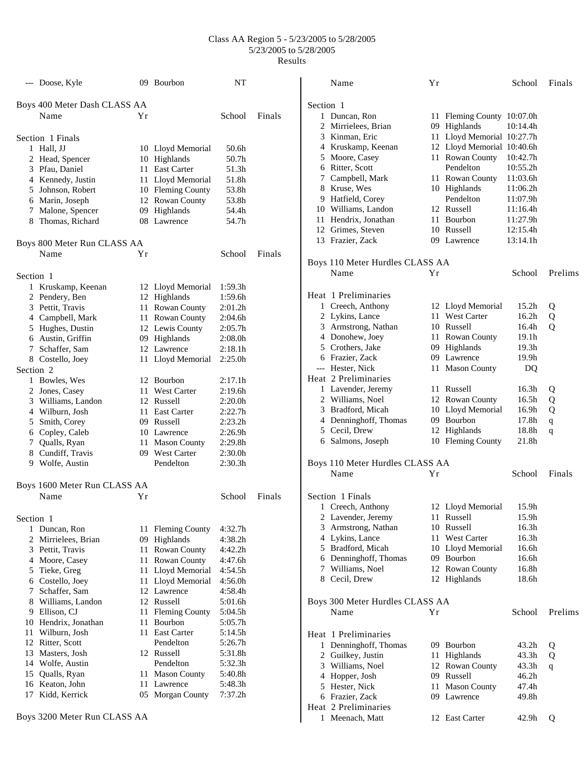# Class AA Region 5 - 5/23/2005 to 5/28/2005

5/23/2005 to 5/28/2005

Results

| | Name | Yr | School | Finals |
|---|---|---|---|---|
| --- | Doose, Kyle | 09 | Bourbon | NT |

## Boys 400 Meter Dash CLASS AA

**Section 1 Finals**

| | Name | Yr | School | Finals |
|---|---|---|---|---|
| 1 | Hall, JJ | 10 | Lloyd Memorial | 50.6h |
| 2 | Head, Spencer | 10 | Highlands | 50.7h |
| 3 | Pfau, Daniel | 11 | East Carter | 51.3h |
| 4 | Kennedy, Justin | 11 | Lloyd Memorial | 51.8h |
| 5 | Johnson, Robert | 10 | Fleming County | 53.8h |
| 6 | Marin, Joseph | 12 | Rowan County | 53.8h |
| 7 | Malone, Spencer | 09 | Highlands | 54.4h |
| 8 | Thomas, Richard | 08 | Lawrence | 54.7h |

## Boys 800 Meter Run CLASS AA

| | Name | Yr | School | Finals |
|---|---|---|---|---|
| **Section 1** | | | | |
| 1 | Kruskamp, Keenan | 12 | Lloyd Memorial | 1:59.3h |
| 2 | Pendery, Ben | 12 | Highlands | 1:59.6h |
| 3 | Pettit, Travis | 11 | Rowan County | 2:01.2h |
| 4 | Campbell, Mark | 11 | Rowan County | 2:04.6h |
| 5 | Hughes, Dustin | 12 | Lewis County | 2:05.7h |
| 6 | Austin, Griffin | 09 | Highlands | 2:08.0h |
| 7 | Schaffer, Sam | 12 | Lawrence | 2:18.1h |
| 8 | Costello, Joey | 11 | Lloyd Memorial | 2:25.0h |
| **Section 2** | | | | |
| 1 | Bowles, Wes | 12 | Bourbon | 2:17.1h |
| 2 | Jones, Casey | 11 | West Carter | 2:19.6h |
| 3 | Williams, Landon | 12 | Russell | 2:20.0h |
| 4 | Wilburn, Josh | 11 | East Carter | 2:22.7h |
| 5 | Smith, Corey | 09 | Russell | 2:23.2h |
| 6 | Copley, Caleb | 10 | Lawrence | 2:26.9h |
| 7 | Qualls, Ryan | 11 | Mason County | 2:29.8h |
| 8 | Cundiff, Travis | 09 | West Carter | 2:30.0h |
| 9 | Wolfe, Austin | | Pendelton | 2:30.3h |

## Boys 1600 Meter Run CLASS AA

**Section 1**

| | Name | Yr | School | Finals |
|---|---|---|---|---|
| 1 | Duncan, Ron | 11 | Fleming County | 4:32.7h |
| 2 | Mirrielees, Brian | 09 | Highlands | 4:38.2h |
| 3 | Pettit, Travis | 11 | Rowan County | 4:42.2h |
| 4 | Moore, Casey | 11 | Rowan County | 4:47.6h |
| 5 | Tieke, Greg | 11 | Lloyd Memorial | 4:54.5h |
| 6 | Costello, Joey | 11 | Lloyd Memorial | 4:56.0h |
| 7 | Schaffer, Sam | 12 | Lawrence | 4:58.4h |
| 8 | Williams, Landon | 12 | Russell | 5:01.6h |
| 9 | Ellison, CJ | 11 | Fleming County | 5:04.5h |
| 10 | Hendrix, Jonathan | 11 | Bourbon | 5:05.7h |
| 11 | Wilburn, Josh | 11 | East Carter | 5:14.5h |
| 12 | Ritter, Scott | | Pendelton | 5:26.7h |
| 13 | Masters, Josh | 12 | Russell | 5:31.8h |
| 14 | Wolfe, Austin | | Pendelton | 5:32.3h |
| 15 | Qualls, Ryan | 11 | Mason County | 5:40.8h |
| 16 | Keaton, John | 11 | Lawrence | 5:48.3h |
| 17 | Kidd, Kerrick | 05 | Morgan County | 7:37.2h |

## Boys 3200 Meter Run CLASS AA

**Section 1**

| | Name | Yr | School | Finals |
|---|---|---|---|---|
| 1 | Duncan, Ron | 11 | Fleming County | 10:07.0h |
| 2 | Mirrielees, Brian | 09 | Highlands | 10:14.4h |
| 3 | Kinman, Eric | 11 | Lloyd Memorial | 10:27.7h |
| 4 | Kruskamp, Keenan | 12 | Lloyd Memorial | 10:40.6h |
| 5 | Moore, Casey | 11 | Rowan County | 10:42.7h |
| 6 | Ritter, Scott | | Pendelton | 10:55.2h |
| 7 | Campbell, Mark | 11 | Rowan County | 11:03.6h |
| 8 | Kruse, Wes | 10 | Highlands | 11:06.2h |
| 9 | Hatfield, Corey | | Pendelton | 11:07.9h |
| 10 | Williams, Landon | 12 | Russell | 11:16.4h |
| 11 | Hendrix, Jonathan | 11 | Bourbon | 11:27.9h |
| 12 | Grimes, Steven | 10 | Russell | 12:15.4h |
| 13 | Frazier, Zack | 09 | Lawrence | 13:14.1h |

## Boys 110 Meter Hurdles CLASS AA

| | Name | Yr | School | Prelims | |
|---|---|---|---|---|---|
| **Heat 1 Preliminaries** | | | | | |
| 1 | Creech, Anthony | 12 | Lloyd Memorial | 15.2h | Q |
| 2 | Lykins, Lance | 11 | West Carter | 16.2h | Q |
| 3 | Armstrong, Nathan | 10 | Russell | 16.4h | Q |
| 4 | Donohew, Joey | 11 | Rowan County | 19.1h | |
| 5 | Crothers, Jake | 09 | Highlands | 19.3h | |
| 6 | Frazier, Zack | 09 | Lawrence | 19.9h | |
| --- | Hester, Nick | 11 | Mason County | DQ | |
| **Heat 2 Preliminaries** | | | | | |
| 1 | Lavender, Jeremy | 11 | Russell | 16.3h | Q |
| 2 | Williams, Noel | 12 | Rowan County | 16.5h | Q |
| 3 | Bradford, Micah | 10 | Lloyd Memorial | 16.9h | Q |
| 4 | Denninghoff, Thomas | 09 | Bourbon | 17.8h | q |
| 5 | Cecil, Drew | 12 | Highlands | 18.8h | q |
| 6 | Salmons, Joseph | 10 | Fleming County | 21.8h | |

## Boys 110 Meter Hurdles CLASS AA

**Section 1 Finals**

| | Name | Yr | School | Finals |
|---|---|---|---|---|
| 1 | Creech, Anthony | 12 | Lloyd Memorial | 15.9h |
| 2 | Lavender, Jeremy | 11 | Russell | 15.9h |
| 3 | Armstrong, Nathan | 10 | Russell | 16.3h |
| 4 | Lykins, Lance | 11 | West Carter | 16.3h |
| 5 | Bradford, Micah | 10 | Lloyd Memorial | 16.6h |
| 6 | Denninghoff, Thomas | 09 | Bourbon | 16.6h |
| 7 | Williams, Noel | 12 | Rowan County | 16.8h |
| 8 | Cecil, Drew | 12 | Highlands | 18.6h |

## Boys 300 Meter Hurdles CLASS AA

| | Name | Yr | School | Prelims | |
|---|---|---|---|---|---|
| **Heat 1 Preliminaries** | | | | | |
| 1 | Denninghoff, Thomas | 09 | Bourbon | 43.2h | Q |
| 2 | Guilkey, Justin | 11 | Highlands | 43.3h | Q |
| 3 | Williams, Noel | 12 | Rowan County | 43.3h | q |
| 4 | Hopper, Josh | 09 | Russell | 46.2h | |
| 5 | Hester, Nick | 11 | Mason County | 47.4h | |
| 6 | Frazier, Zack | 09 | Lawrence | 49.8h | |
| **Heat 2 Preliminaries** | | | | | |
| 1 | Meenach, Matt | 12 | East Carter | 42.9h | Q |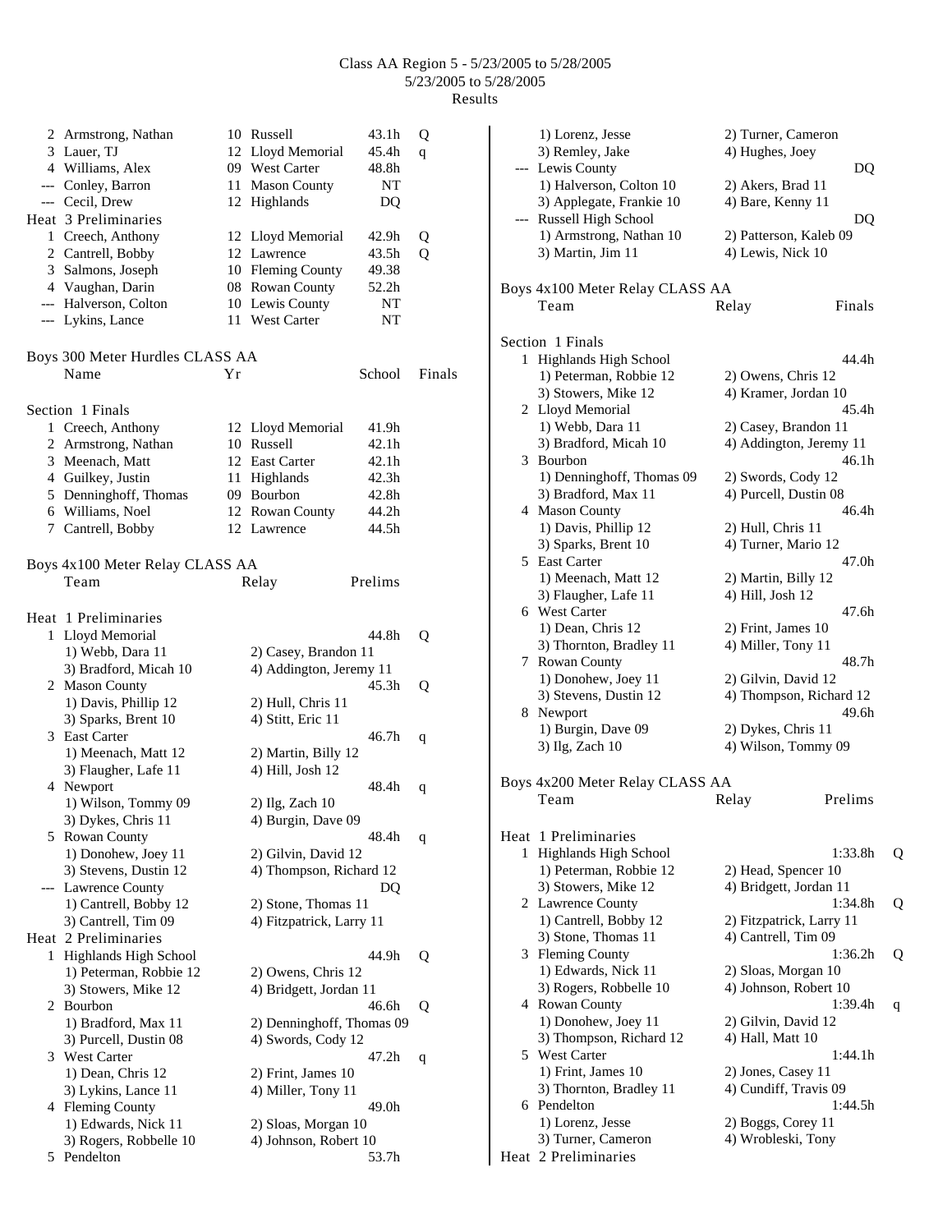# Class AA Region 5 - 5/23/2005 to 5/28/2005

5/23/2005 to 5/28/2005

Results

| Place | Name | Yr | School | Time | |
|---|---|---|---|---|---|
| 2 | Armstrong, Nathan | 10 | Russell | 43.1h | Q |
| 3 | Lauer, TJ | 12 | Lloyd Memorial | 45.4h | q |
| 4 | Williams, Alex | 09 | West Carter | 48.8h | |
| --- | Conley, Barron | 11 | Mason County | NT | |
| --- | Cecil, Drew | 12 | Highlands | DQ | |

Heat 3 Preliminaries

| Place | Name | Yr | School | Time | |
|---|---|---|---|---|---|
| 1 | Creech, Anthony | 12 | Lloyd Memorial | 42.9h | Q |
| 2 | Cantrell, Bobby | 12 | Lawrence | 43.5h | Q |
| 3 | Salmons, Joseph | 10 | Fleming County | 49.38 | |
| 4 | Vaughan, Darin | 08 | Rowan County | 52.2h | |
| --- | Halverson, Colton | 10 | Lewis County | NT | |
| --- | Lykins, Lance | 11 | West Carter | NT | |

## Boys 300 Meter Hurdles CLASS AA

Section 1 Finals

| Place | Name | Yr | School | Finals |
|---|---|---|---|---|
| 1 | Creech, Anthony | 12 | Lloyd Memorial | 41.9h |
| 2 | Armstrong, Nathan | 10 | Russell | 42.1h |
| 3 | Meenach, Matt | 12 | East Carter | 42.1h |
| 4 | Guilkey, Justin | 11 | Highlands | 42.3h |
| 5 | Denninghoff, Thomas | 09 | Bourbon | 42.8h |
| 6 | Williams, Noel | 12 | Rowan County | 44.2h |
| 7 | Cantrell, Bobby | 12 | Lawrence | 44.5h |

## Boys 4x100 Meter Relay CLASS AA

Team / Relay / Prelims

Heat 1 Preliminaries

1 Lloyd Memorial — 44.8h Q
   1) Webb, Dara 11; 2) Casey, Brandon 11; 3) Bradford, Micah 10; 4) Addington, Jeremy 11

2 Mason County — 45.3h Q
   1) Davis, Phillip 12; 2) Hull, Chris 11; 3) Sparks, Brent 10; 4) Stitt, Eric 11

3 East Carter — 46.7h q
   1) Meenach, Matt 12; 2) Martin, Billy 12; 3) Flaugher, Lafe 11; 4) Hill, Josh 12

4 Newport — 48.4h q
   1) Wilson, Tommy 09; 2) Ilg, Zach 10; 3) Dykes, Chris 11; 4) Burgin, Dave 09

5 Rowan County — 48.4h q
   1) Donohew, Joey 11; 2) Gilvin, David 12; 3) Stevens, Dustin 12; 4) Thompson, Richard 12

--- Lawrence County — DQ
   1) Cantrell, Bobby 12; 2) Stone, Thomas 11; 3) Cantrell, Tim 09; 4) Fitzpatrick, Larry 11

Heat 2 Preliminaries

1 Highlands High School — 44.9h Q
   1) Peterman, Robbie 12; 2) Owens, Chris 12; 3) Stowers, Mike 12; 4) Bridgett, Jordan 11

2 Bourbon — 46.6h Q
   1) Bradford, Max 11; 2) Denninghoff, Thomas 09; 3) Purcell, Dustin 08; 4) Swords, Cody 12

3 West Carter — 47.2h q
   1) Dean, Chris 12; 2) Frint, James 10; 3) Lykins, Lance 11; 4) Miller, Tony 11

4 Fleming County — 49.0h
   1) Edwards, Nick 11; 2) Sloas, Morgan 10; 3) Rogers, Robbelle 10; 4) Johnson, Robert 10

5 Pendelton — 53.7h
   1) Lorenz, Jesse; 2) Turner, Cameron; 3) Remley, Jake; 4) Hughes, Joey

--- Lewis County — DQ
   1) Halverson, Colton 10; 2) Akers, Brad 11; 3) Applegate, Frankie 10; 4) Bare, Kenny 11

--- Russell High School — DQ
   1) Armstrong, Nathan 10; 2) Patterson, Kaleb 09; 3) Martin, Jim 11; 4) Lewis, Nick 10

## Boys 4x100 Meter Relay CLASS AA

Team / Relay / Finals

Section 1 Finals

1 Highlands High School — 44.4h
   1) Peterman, Robbie 12; 2) Owens, Chris 12; 3) Stowers, Mike 12; 4) Kramer, Jordan 10

2 Lloyd Memorial — 45.4h
   1) Webb, Dara 11; 2) Casey, Brandon 11; 3) Bradford, Micah 10; 4) Addington, Jeremy 11

3 Bourbon — 46.1h
   1) Denninghoff, Thomas 09; 2) Swords, Cody 12; 3) Bradford, Max 11; 4) Purcell, Dustin 08

4 Mason County — 46.4h
   1) Davis, Phillip 12; 2) Hull, Chris 11; 3) Sparks, Brent 10; 4) Turner, Mario 12

5 East Carter — 47.0h
   1) Meenach, Matt 12; 2) Martin, Billy 12; 3) Flaugher, Lafe 11; 4) Hill, Josh 12

6 West Carter — 47.6h
   1) Dean, Chris 12; 2) Frint, James 10; 3) Thornton, Bradley 11; 4) Miller, Tony 11

7 Rowan County — 48.7h
   1) Donohew, Joey 11; 2) Gilvin, David 12; 3) Stevens, Dustin 12; 4) Thompson, Richard 12

8 Newport — 49.6h
   1) Burgin, Dave 09; 2) Dykes, Chris 11; 3) Ilg, Zach 10; 4) Wilson, Tommy 09

## Boys 4x200 Meter Relay CLASS AA

Team / Relay / Prelims

Heat 1 Preliminaries

1 Highlands High School — 1:33.8h Q
   1) Peterman, Robbie 12; 2) Head, Spencer 10; 3) Stowers, Mike 12; 4) Bridgett, Jordan 11

2 Lawrence County — 1:34.8h Q
   1) Cantrell, Bobby 12; 2) Fitzpatrick, Larry 11; 3) Stone, Thomas 11; 4) Cantrell, Tim 09

3 Fleming County — 1:36.2h Q
   1) Edwards, Nick 11; 2) Sloas, Morgan 10; 3) Rogers, Robbelle 10; 4) Johnson, Robert 10

4 Rowan County — 1:39.4h q
   1) Donohew, Joey 11; 2) Gilvin, David 12; 3) Thompson, Richard 12; 4) Hall, Matt 10

5 West Carter — 1:44.1h
   1) Frint, James 10; 2) Jones, Casey 11; 3) Thornton, Bradley 11; 4) Cundiff, Travis 09

6 Pendelton — 1:44.5h
   1) Lorenz, Jesse; 2) Boggs, Corey 11; 3) Turner, Cameron; 4) Wrobleski, Tony

Heat 2 Preliminaries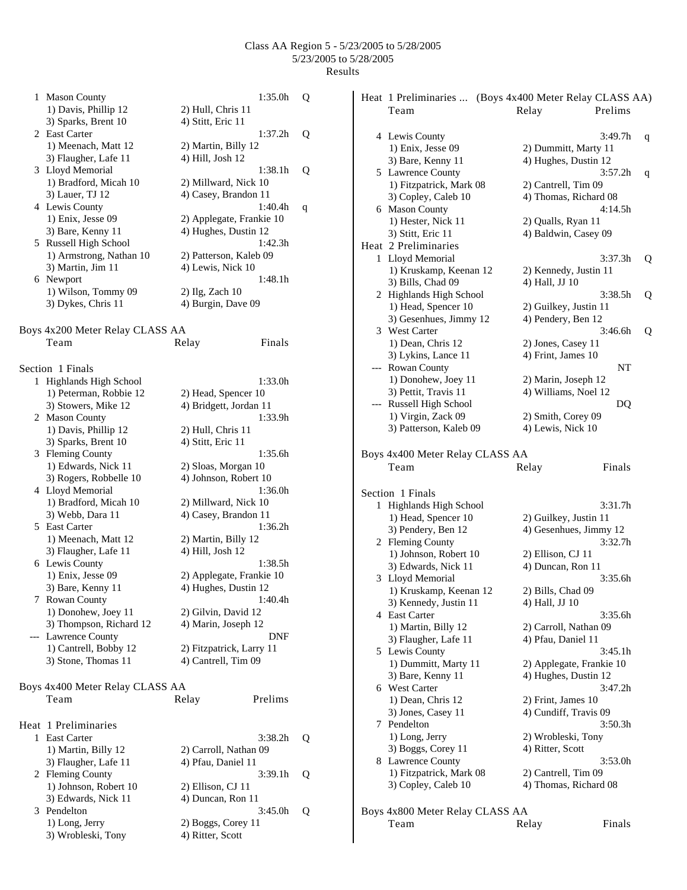Class AA Region 5 - 5/23/2005 to 5/28/2005
5/23/2005 to 5/28/2005
Results

```
  1 Mason County                              1:35.0h   Q
      1) Davis, Phillip 12        2) Hull, Chris 11
      3) Sparks, Brent 10         4) Stitt, Eric 11
  2 East Carter                               1:37.2h   Q
      1) Meenach, Matt 12         2) Martin, Billy 12
      3) Flaugher, Lafe 11        4) Hill, Josh 12
  3 Lloyd Memorial                            1:38.1h   Q
      1) Bradford, Micah 10       2) Millward, Nick 10
      3) Lauer, TJ 12             4) Casey, Brandon 11
  4 Lewis County                              1:40.4h   q
      1) Enix, Jesse 09           2) Applegate, Frankie 10
      3) Bare, Kenny 11           4) Hughes, Dustin 12
  5 Russell High School                       1:42.3h
      1) Armstrong, Nathan 10     2) Patterson, Kaleb 09
      3) Martin, Jim 11           4) Lewis, Nick 10
  6 Newport                                   1:48.1h
      1) Wilson, Tommy 09         2) Ilg, Zach 10
      3) Dykes, Chris 11          4) Burgin, Dave 09
```

## Boys 4x200 Meter Relay CLASS AA

```
    Team                        Relay            Finals

Section  1 Finals
  1 Highlands High School                     1:33.0h
      1) Peterman, Robbie 12      2) Head, Spencer 10
      3) Stowers, Mike 12         4) Bridgett, Jordan 11
  2 Mason County                              1:33.9h
      1) Davis, Phillip 12        2) Hull, Chris 11
      3) Sparks, Brent 10         4) Stitt, Eric 11
  3 Fleming County                            1:35.6h
      1) Edwards, Nick 11         2) Sloas, Morgan 10
      3) Rogers, Robbelle 10      4) Johnson, Robert 10
  4 Lloyd Memorial                            1:36.0h
      1) Bradford, Micah 10       2) Millward, Nick 10
      3) Webb, Dara 11            4) Casey, Brandon 11
  5 East Carter                               1:36.2h
      1) Meenach, Matt 12         2) Martin, Billy 12
      3) Flaugher, Lafe 11        4) Hill, Josh 12
  6 Lewis County                              1:38.5h
      1) Enix, Jesse 09           2) Applegate, Frankie 10
      3) Bare, Kenny 11           4) Hughes, Dustin 12
  7 Rowan County                              1:40.4h
      1) Donohew, Joey 11         2) Gilvin, David 12
      3) Thompson, Richard 12     4) Marin, Joseph 12
 -- Lawrence County                               DNF
      1) Cantrell, Bobby 12       2) Fitzpatrick, Larry 11
      3) Stone, Thomas 11         4) Cantrell, Tim 09
```

## Boys 4x400 Meter Relay CLASS AA

```
    Team                        Relay            Prelims

Heat  1 Preliminaries
  1 East Carter                               3:38.2h   Q
      1) Martin, Billy 12         2) Carroll, Nathan 09
      3) Flaugher, Lafe 11        4) Pfau, Daniel 11
  2 Fleming County                            3:39.1h   Q
      1) Johnson, Robert 10       2) Ellison, CJ 11
      3) Edwards, Nick 11         4) Duncan, Ron 11
  3 Pendelton                                 3:45.0h   Q
      1) Long, Jerry              2) Boggs, Corey 11
      3) Wrobleski, Tony          4) Ritter, Scott
```

```
Heat  1 Preliminaries ...  (Boys 4x400 Meter Relay CLASS AA)
    Team                        Relay            Prelims

  4 Lewis County                              3:49.7h   q
      1) Enix, Jesse 09           2) Dummitt, Marty 11
      3) Bare, Kenny 11           4) Hughes, Dustin 12
  5 Lawrence County                           3:57.2h   q
      1) Fitzpatrick, Mark 08     2) Cantrell, Tim 09
      3) Copley, Caleb 10         4) Thomas, Richard 08
  6 Mason County                              4:14.5h
      1) Hester, Nick 11          2) Qualls, Ryan 11
      3) Stitt, Eric 11           4) Baldwin, Casey 09
Heat  2 Preliminaries
  1 Lloyd Memorial                            3:37.3h   Q
      1) Kruskamp, Keenan 12      2) Kennedy, Justin 11
      3) Bills, Chad 09           4) Hall, JJ 10
  2 Highlands High School                     3:38.5h   Q
      1) Head, Spencer 10         2) Guilkey, Justin 11
      3) Gesenhues, Jimmy 12      4) Pendery, Ben 12
  3 West Carter                               3:46.6h   Q
      1) Dean, Chris 12           2) Jones, Casey 11
      3) Lykins, Lance 11         4) Frint, James 10
 -- Rowan County                                   NT
      1) Donohew, Joey 11         2) Marin, Joseph 12
      3) Pettit, Travis 11        4) Williams, Noel 12
 -- Russell High School                            DQ
      1) Virgin, Zack 09          2) Smith, Corey 09
      3) Patterson, Kaleb 09      4) Lewis, Nick 10
```

## Boys 4x400 Meter Relay CLASS AA

```
    Team                        Relay            Finals

Section  1 Finals
  1 Highlands High School                     3:31.7h
      1) Head, Spencer 10         2) Guilkey, Justin 11
      3) Pendery, Ben 12          4) Gesenhues, Jimmy 12
  2 Fleming County                            3:32.7h
      1) Johnson, Robert 10       2) Ellison, CJ 11
      3) Edwards, Nick 11         4) Duncan, Ron 11
  3 Lloyd Memorial                            3:35.6h
      1) Kruskamp, Keenan 12      2) Bills, Chad 09
      3) Kennedy, Justin 11       4) Hall, JJ 10
  4 East Carter                               3:35.6h
      1) Martin, Billy 12         2) Carroll, Nathan 09
      3) Flaugher, Lafe 11        4) Pfau, Daniel 11
  5 Lewis County                              3:45.1h
      1) Dummitt, Marty 11        2) Applegate, Frankie 10
      3) Bare, Kenny 11           4) Hughes, Dustin 12
  6 West Carter                               3:47.2h
      1) Dean, Chris 12           2) Frint, James 10
      3) Jones, Casey 11          4) Cundiff, Travis 09
  7 Pendelton                                 3:50.3h
      1) Long, Jerry              2) Wrobleski, Tony
      3) Boggs, Corey 11          4) Ritter, Scott
  8 Lawrence County                           3:53.0h
      1) Fitzpatrick, Mark 08     2) Cantrell, Tim 09
      3) Copley, Caleb 10         4) Thomas, Richard 08
```

## Boys 4x800 Meter Relay CLASS AA

```
    Team                        Relay            Finals
```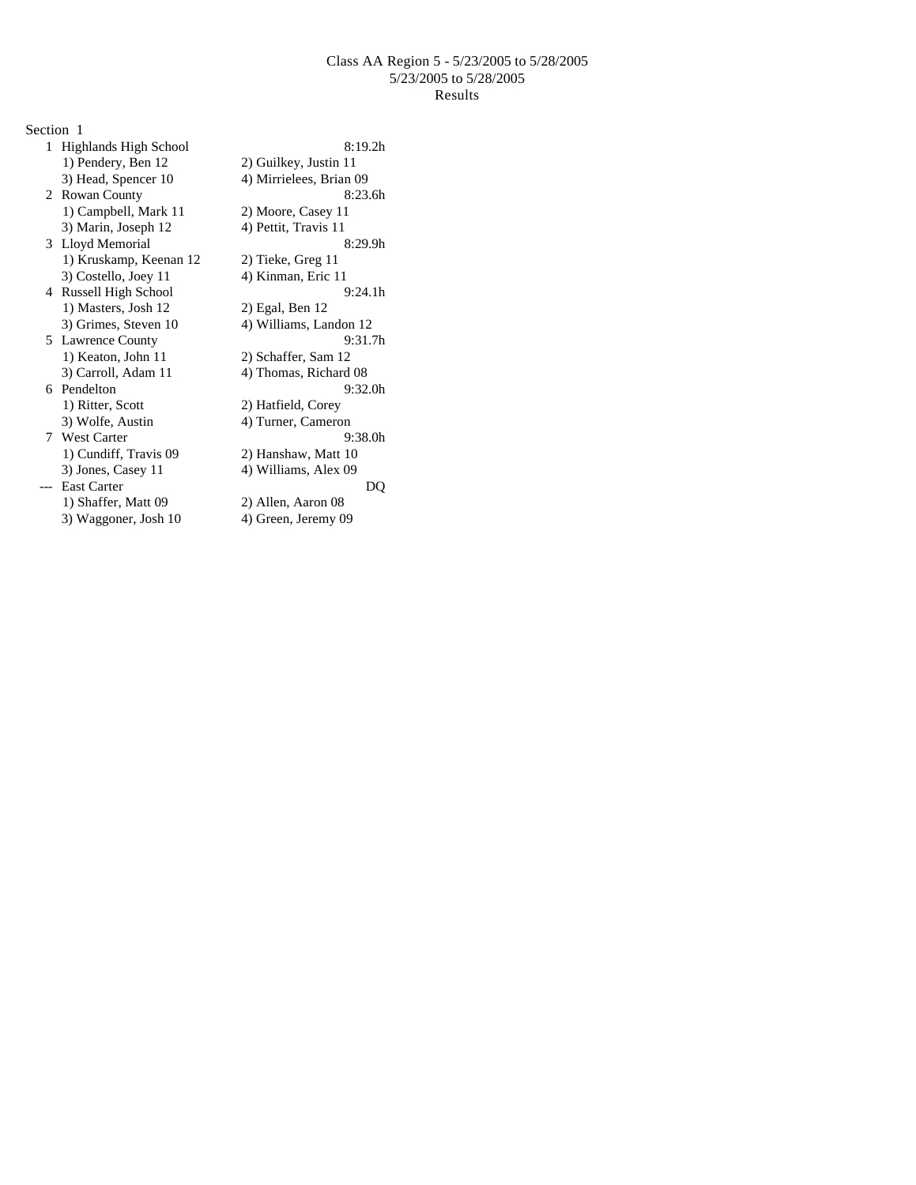Class AA Region 5 - 5/23/2005 to 5/28/2005
5/23/2005 to 5/28/2005
Results

Section 1

| | | | |
|---|---|---|---|
| 1 | Highlands High School | | 8:19.2h |
| | 1) Pendery, Ben 12 | 2) Guilkey, Justin 11 | |
| | 3) Head, Spencer 10 | 4) Mirrielees, Brian 09 | |
| 2 | Rowan County | | 8:23.6h |
| | 1) Campbell, Mark 11 | 2) Moore, Casey 11 | |
| | 3) Marin, Joseph 12 | 4) Pettit, Travis 11 | |
| 3 | Lloyd Memorial | | 8:29.9h |
| | 1) Kruskamp, Keenan 12 | 2) Tieke, Greg 11 | |
| | 3) Costello, Joey 11 | 4) Kinman, Eric 11 | |
| 4 | Russell High School | | 9:24.1h |
| | 1) Masters, Josh 12 | 2) Egal, Ben 12 | |
| | 3) Grimes, Steven 10 | 4) Williams, Landon 12 | |
| 5 | Lawrence County | | 9:31.7h |
| | 1) Keaton, John 11 | 2) Schaffer, Sam 12 | |
| | 3) Carroll, Adam 11 | 4) Thomas, Richard 08 | |
| 6 | Pendelton | | 9:32.0h |
| | 1) Ritter, Scott | 2) Hatfield, Corey | |
| | 3) Wolfe, Austin | 4) Turner, Cameron | |
| 7 | West Carter | | 9:38.0h |
| | 1) Cundiff, Travis 09 | 2) Hanshaw, Matt 10 | |
| | 3) Jones, Casey 11 | 4) Williams, Alex 09 | |
| --- | East Carter | | DQ |
| | 1) Shaffer, Matt 09 | 2) Allen, Aaron 08 | |
| | 3) Waggoner, Josh 10 | 4) Green, Jeremy 09 | |